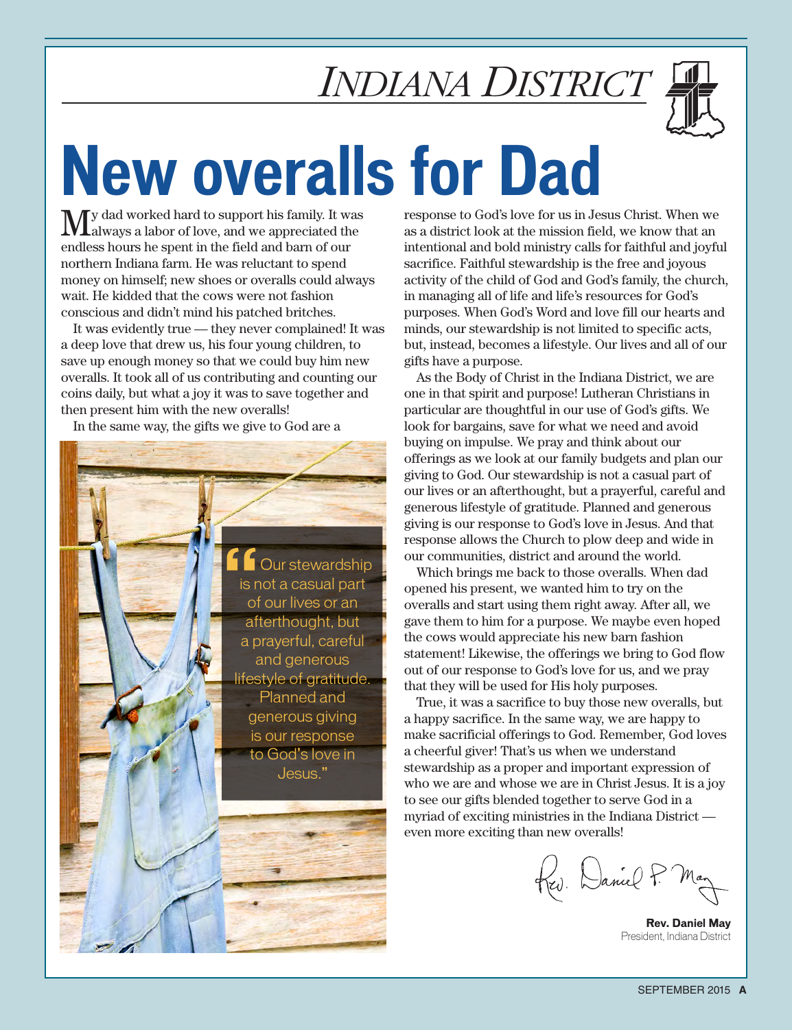*INDIANA DISTRICT*

# New overalls for Dad

My dad worked hard to support his family. It was always a labor of love, and we appreciated the endless hours he spent in the field and barn of our northern Indiana farm. He was reluctant to spend money on himself; new shoes or overalls could always wait. He kidded that the cows were not fashion conscious and didn't mind his patched britches.

It was evidently true — they never complained! It was a deep love that drew us, his four young children, to save up enough money so that we could buy him new overalls. It took all of us contributing and counting our coins daily, but what a joy it was to save together and then present him with the new overalls!

In the same way, the gifts we give to God are a response to God's love for us in Jesus Christ. When we as a district look at the mission field, we know that an intentional and bold ministry calls for faithful and joyful sacrifice. Faithful stewardship is the free and joyous activity of the child of God and God's family, the church, in managing all of life and life's resources for God's purposes. When God's Word and love fill our hearts and minds, our stewardship is not limited to specific acts, but, instead, becomes a lifestyle. Our lives and all of our gifts have a purpose.

> "Our stewardship is not a casual part of our lives or an afterthought, but a prayerful, careful and generous lifestyle of gratitude. Planned and generous giving is our response to God's love in Jesus."

As the Body of Christ in the Indiana District, we are one in that spirit and purpose! Lutheran Christians in particular are thoughtful in our use of God's gifts. We look for bargains, save for what we need and avoid buying on impulse. We pray and think about our offerings as we look at our family budgets and plan our giving to God. Our stewardship is not a casual part of our lives or an afterthought, but a prayerful, careful and generous lifestyle of gratitude. Planned and generous giving is our response to God's love in Jesus. And that response allows the Church to plow deep and wide in our communities, district and around the world.

Which brings me back to those overalls. When dad opened his present, we wanted him to try on the overalls and start using them right away. After all, we gave them to him for a purpose. We maybe even hoped the cows would appreciate his new barn fashion statement! Likewise, the offerings we bring to God flow out of our response to God's love for us, and we pray that they will be used for His holy purposes.

True, it was a sacrifice to buy those new overalls, but a happy sacrifice. In the same way, we are happy to make sacrificial offerings to God. Remember, God loves a cheerful giver! That's us when we understand stewardship as a proper and important expression of who we are and whose we are in Christ Jesus. It is a joy to see our gifts blended together to serve God in a myriad of exciting ministries in the Indiana District — even more exciting than new overalls!

*Rev. Daniel P. May*

**Rev. Daniel May**
President, Indiana District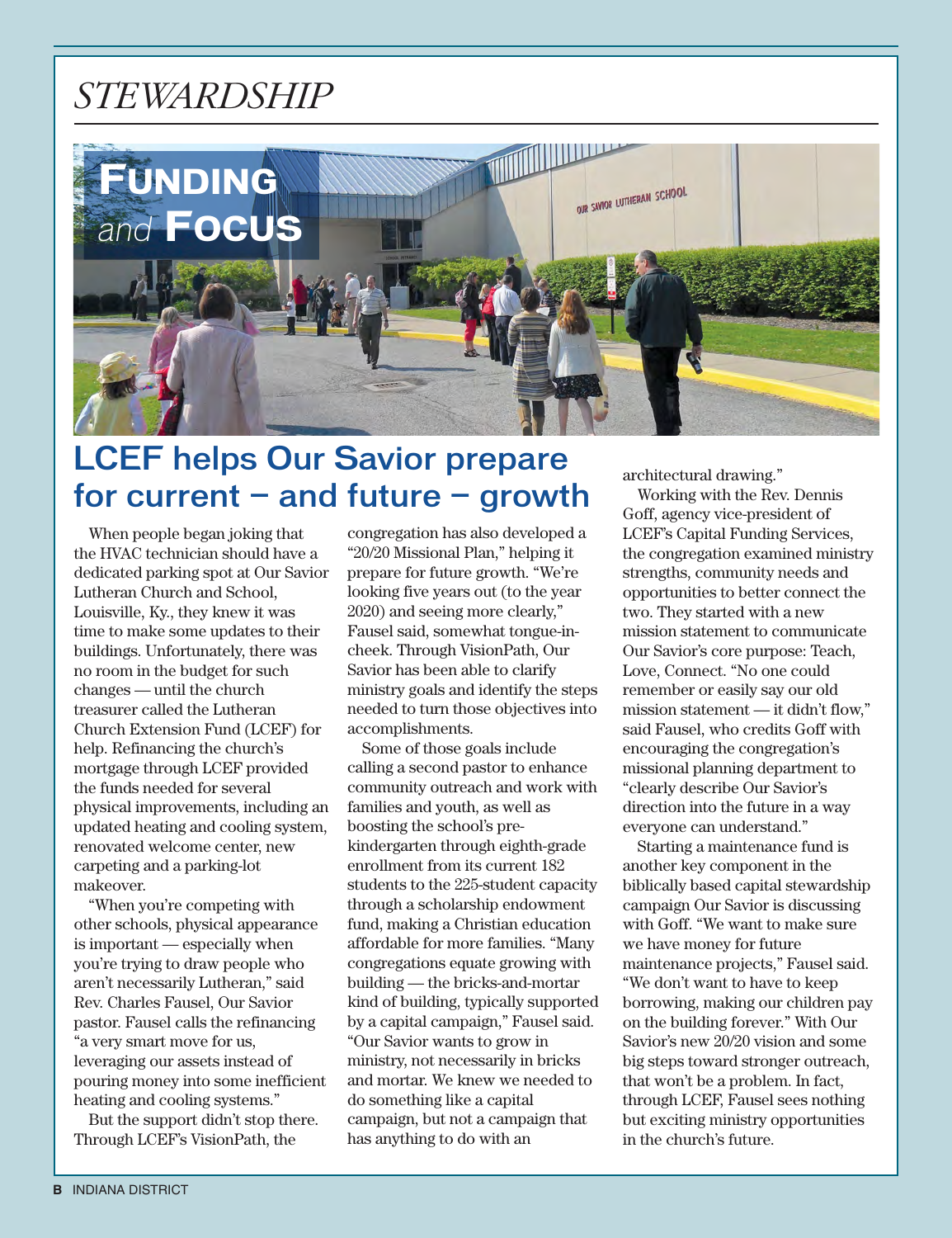# STEWARDSHIP

## Funding *and* Focus

## LCEF helps Our Savior prepare for current – and future – growth

When people began joking that the HVAC technician should have a dedicated parking spot at Our Savior Lutheran Church and School, Louisville, Ky., they knew it was time to make some updates to their buildings. Unfortunately, there was no room in the budget for such changes — until the church treasurer called the Lutheran Church Extension Fund (LCEF) for help. Refinancing the church's mortgage through LCEF provided the funds needed for several physical improvements, including an updated heating and cooling system, renovated welcome center, new carpeting and a parking-lot makeover.

"When you're competing with other schools, physical appearance is important — especially when you're trying to draw people who aren't necessarily Lutheran," said Rev. Charles Fausel, Our Savior pastor. Fausel calls the refinancing "a very smart move for us, leveraging our assets instead of pouring money into some inefficient heating and cooling systems."

But the support didn't stop there. Through LCEF's VisionPath, the congregation has also developed a "20/20 Missional Plan," helping it prepare for future growth. "We're looking five years out (to the year 2020) and seeing more clearly," Fausel said, somewhat tongue-in-cheek. Through VisionPath, Our Savior has been able to clarify ministry goals and identify the steps needed to turn those objectives into accomplishments.

Some of those goals include calling a second pastor to enhance community outreach and work with families and youth, as well as boosting the school's pre-kindergarten through eighth-grade enrollment from its current 182 students to the 225-student capacity through a scholarship endowment fund, making a Christian education affordable for more families. "Many congregations equate growing with building — the bricks-and-mortar kind of building, typically supported by a capital campaign," Fausel said. "Our Savior wants to grow in ministry, not necessarily in bricks and mortar. We knew we needed to do something like a capital campaign, but not a campaign that has anything to do with an architectural drawing."

Working with the Rev. Dennis Goff, agency vice-president of LCEF's Capital Funding Services, the congregation examined ministry strengths, community needs and opportunities to better connect the two. They started with a new mission statement to communicate Our Savior's core purpose: Teach, Love, Connect. "No one could remember or easily say our old mission statement — it didn't flow," said Fausel, who credits Goff with encouraging the congregation's missional planning department to "clearly describe Our Savior's direction into the future in a way everyone can understand."

Starting a maintenance fund is another key component in the biblically based capital stewardship campaign Our Savior is discussing with Goff. "We want to make sure we have money for future maintenance projects," Fausel said. "We don't want to have to keep borrowing, making our children pay on the building forever." With Our Savior's new 20/20 vision and some big steps toward stronger outreach, that won't be a problem. In fact, through LCEF, Fausel sees nothing but exciting ministry opportunities in the church's future.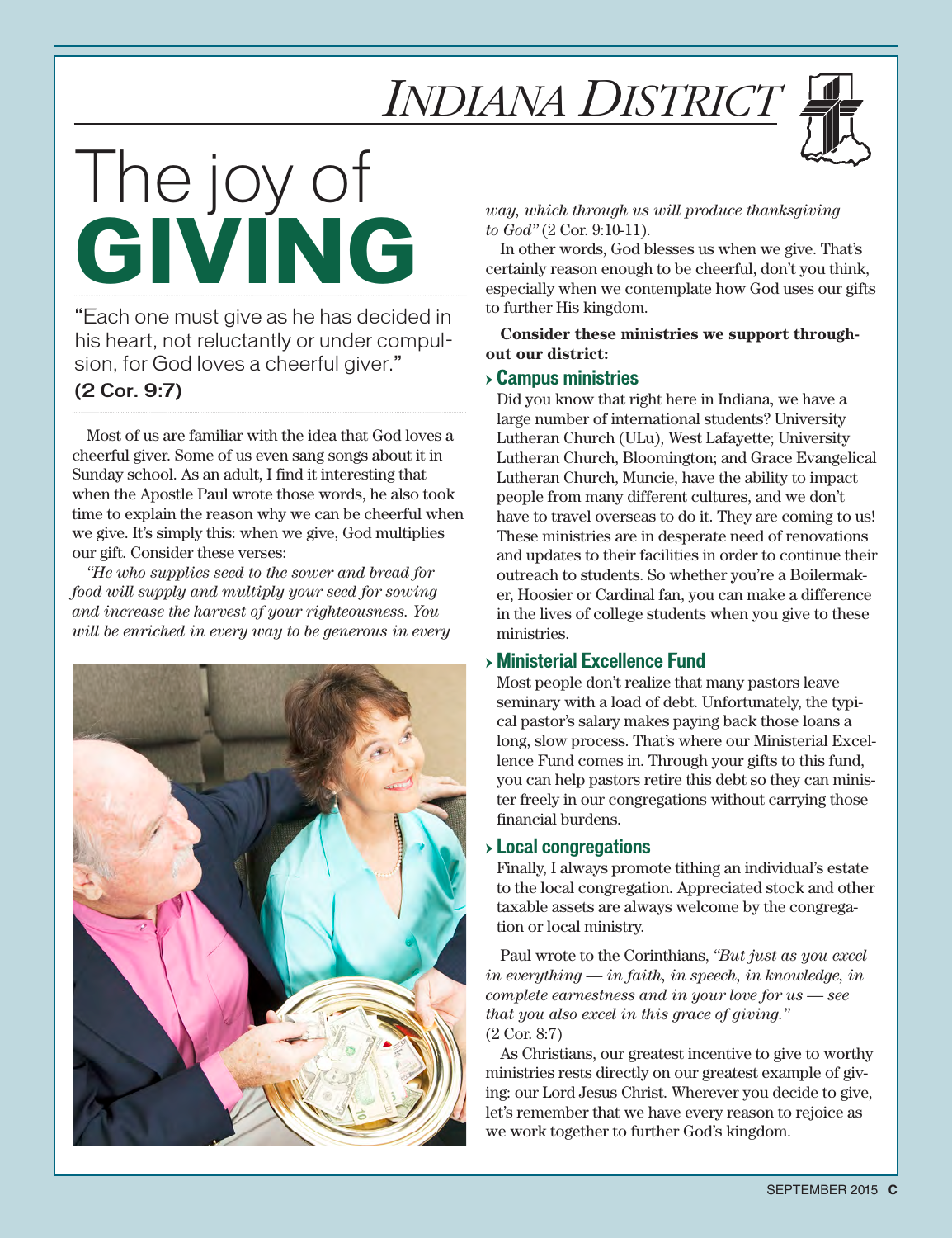# INDIANA DISTRICT

# The joy of GIVING

"Each one must give as he has decided in his heart, not reluctantly or under compulsion, for God loves a cheerful giver."
**(2 Cor. 9:7)**

Most of us are familiar with the idea that God loves a cheerful giver. Some of us even sang songs about it in Sunday school. As an adult, I find it interesting that when the Apostle Paul wrote those words, he also took time to explain the reason why we can be cheerful when we give. It's simply this: when we give, God multiplies our gift. Consider these verses:

*"He who supplies seed to the sower and bread for food will supply and multiply your seed for sowing and increase the harvest of your righteousness. You will be enriched in every way to be generous in every way, which through us will produce thanksgiving to God"* (2 Cor. 9:10-11).

In other words, God blesses us when we give. That's certainly reason enough to be cheerful, don't you think, especially when we contemplate how God uses our gifts to further His kingdom.

**Consider these ministries we support throughout our district:**

### Campus ministries

Did you know that right here in Indiana, we have a large number of international students? University Lutheran Church (ULu), West Lafayette; University Lutheran Church, Bloomington; and Grace Evangelical Lutheran Church, Muncie, have the ability to impact people from many different cultures, and we don't have to travel overseas to do it. They are coming to us! These ministries are in desperate need of renovations and updates to their facilities in order to continue their outreach to students. So whether you're a Boilermaker, Hoosier or Cardinal fan, you can make a difference in the lives of college students when you give to these ministries.

### Ministerial Excellence Fund

Most people don't realize that many pastors leave seminary with a load of debt. Unfortunately, the typical pastor's salary makes paying back those loans a long, slow process. That's where our Ministerial Excellence Fund comes in. Through your gifts to this fund, you can help pastors retire this debt so they can minister freely in our congregations without carrying those financial burdens.

### Local congregations

Finally, I always promote tithing an individual's estate to the local congregation. Appreciated stock and other taxable assets are always welcome by the congregation or local ministry.

Paul wrote to the Corinthians, *"But just as you excel in everything — in faith, in speech, in knowledge, in complete earnestness and in your love for us — see that you also excel in this grace of giving."* (2 Cor. 8:7)

As Christians, our greatest incentive to give to worthy ministries rests directly on our greatest example of giving: our Lord Jesus Christ. Wherever you decide to give, let's remember that we have every reason to rejoice as we work together to further God's kingdom.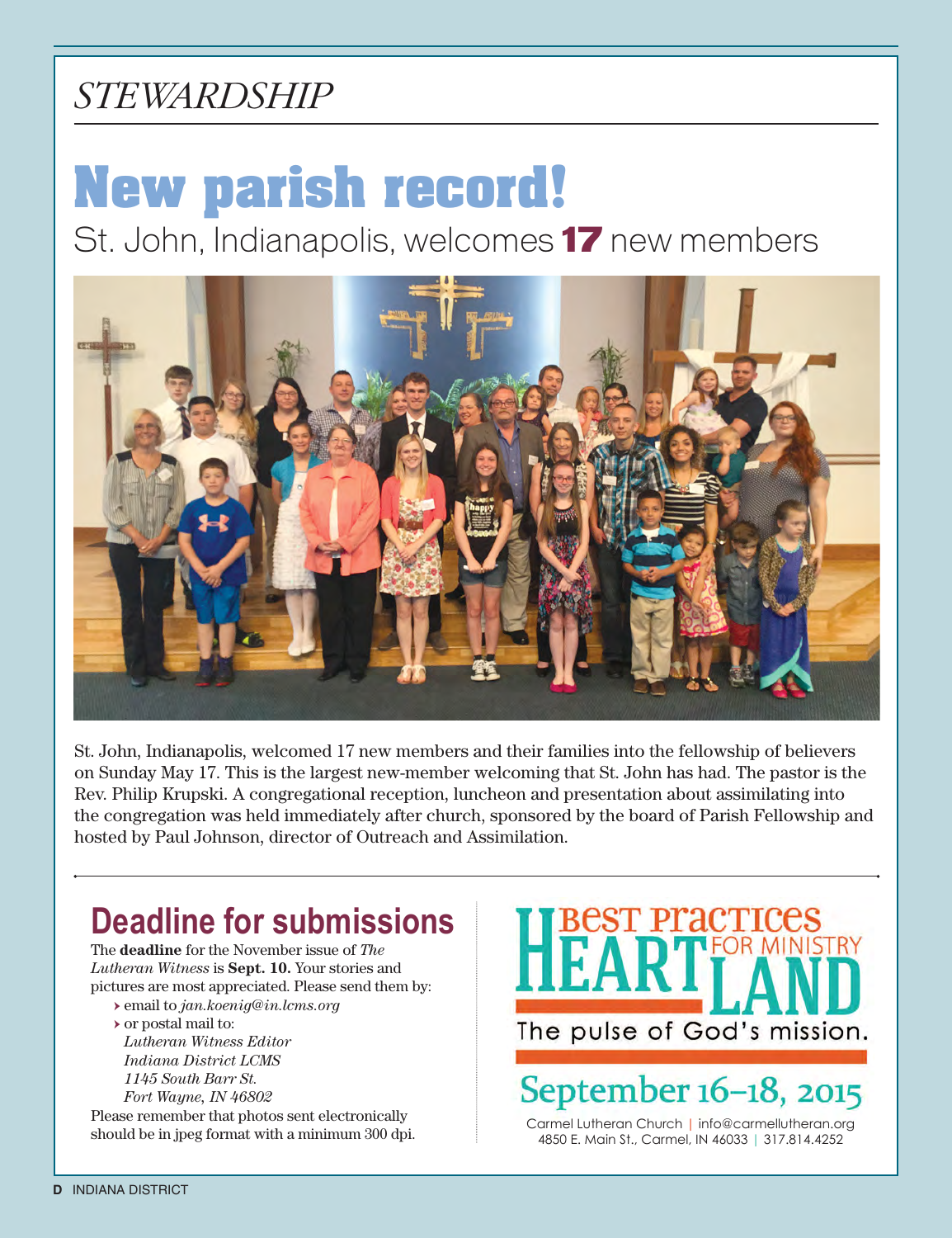*STEWARDSHIP*

# New parish record!

## St. John, Indianapolis, welcomes **17** new members

St. John, Indianapolis, welcomed 17 new members and their families into the fellowship of believers on Sunday May 17. This is the largest new-member welcoming that St. John has had. The pastor is the Rev. Philip Krupski. A congregational reception, luncheon and presentation about assimilating into the congregation was held immediately after church, sponsored by the board of Parish Fellowship and hosted by Paul Johnson, director of Outreach and Assimilation.

## Deadline for submissions

The **deadline** for the November issue of *The Lutheran Witness* is **Sept. 10.** Your stories and pictures are most appreciated. Please send them by:

- email to *jan.koenig@in.lcms.org*
- or postal mail to:
  *Lutheran Witness Editor*
  *Indiana District LCMS*
  *1145 South Barr St.*
  *Fort Wayne, IN 46802*

Please remember that photos sent electronically should be in jpeg format with a minimum 300 dpi.

**HEARTLAND** Best Practices for Ministry

The pulse of God's mission.

**September 16–18, 2015**

Carmel Lutheran Church | info@carmellutheran.org
4850 E. Main St., Carmel, IN 46033 | 317.814.4252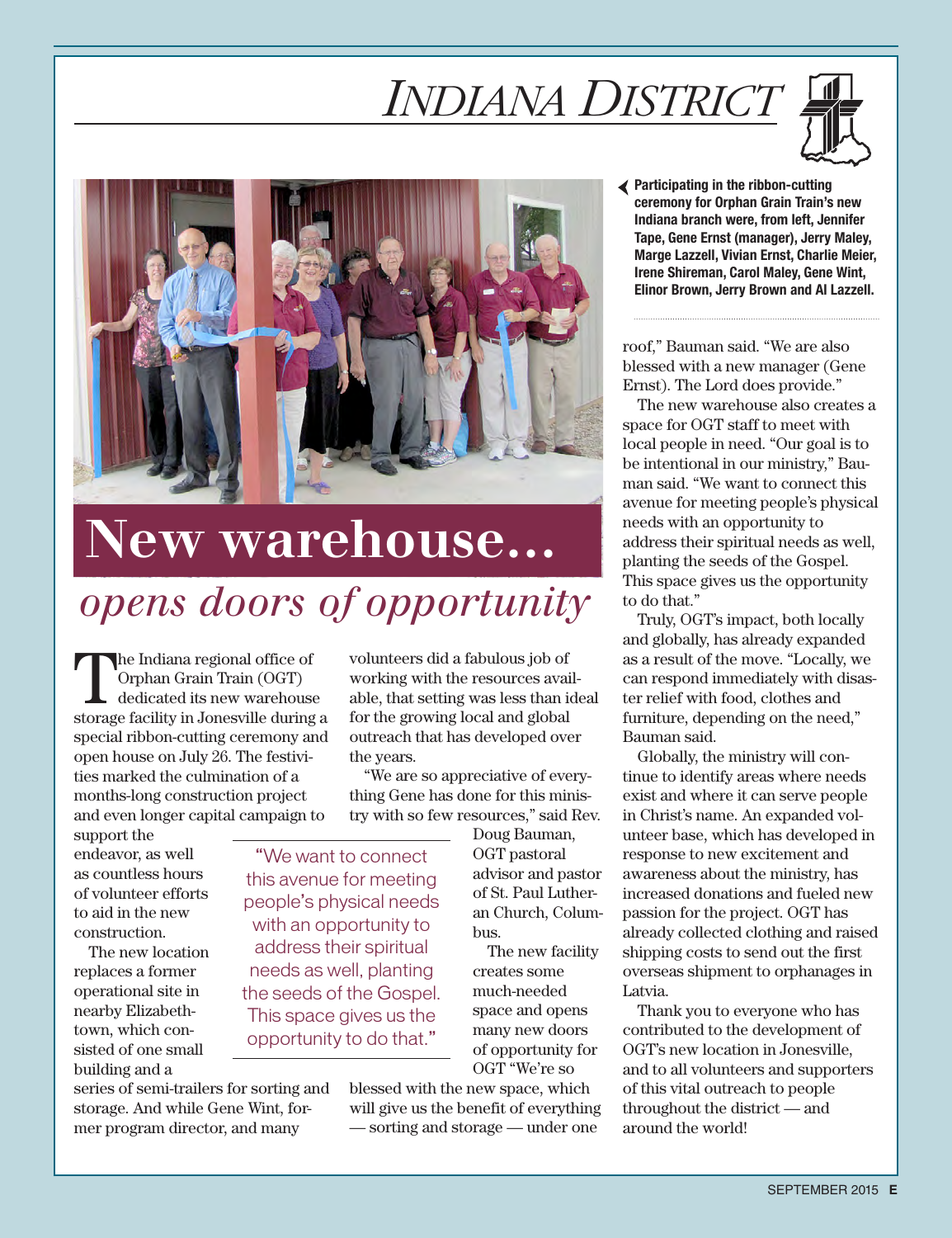# *Indiana District*

Participating in the ribbon-cutting ceremony for Orphan Grain Train's new Indiana branch were, from left, Jennifer Tape, Gene Ernst (manager), Jerry Maley, Marge Lazzell, Vivian Ernst, Charlie Meier, Irene Shireman, Carol Maley, Gene Wint, Elinor Brown, Jerry Brown and Al Lazzell.

## New warehouse…

## *opens doors of opportunity*

The Indiana regional office of Orphan Grain Train (OGT) dedicated its new warehouse storage facility in Jonesville during a special ribbon-cutting ceremony and open house on July 26. The festivities marked the culmination of a months-long construction project and even longer capital campaign to support the endeavor, as well as countless hours of volunteer efforts to aid in the new construction.

The new location replaces a former operational site in nearby Elizabethtown, which consisted of one small building and a series of semi-trailers for sorting and storage. And while Gene Wint, former program director, and many volunteers did a fabulous job of working with the resources available, that setting was less than ideal for the growing local and global outreach that has developed over the years.

"We are so appreciative of everything Gene has done for this ministry with so few resources," said Rev. Doug Bauman, OGT pastoral advisor and pastor of St. Paul Lutheran Church, Columbus.

> "We want to connect this avenue for meeting people's physical needs with an opportunity to address their spiritual needs as well, planting the seeds of the Gospel. This space gives us the opportunity to do that."

The new facility creates some much-needed space and opens many new doors of opportunity for OGT "We're so blessed with the new space, which will give us the benefit of everything — sorting and storage — under one roof," Bauman said. "We are also blessed with a new manager (Gene Ernst). The Lord does provide."

The new warehouse also creates a space for OGT staff to meet with local people in need. "Our goal is to be intentional in our ministry," Bauman said. "We want to connect this avenue for meeting people's physical needs with an opportunity to address their spiritual needs as well, planting the seeds of the Gospel. This space gives us the opportunity to do that."

Truly, OGT's impact, both locally and globally, has already expanded as a result of the move. "Locally, we can respond immediately with disaster relief with food, clothes and furniture, depending on the need," Bauman said.

Globally, the ministry will continue to identify areas where needs exist and where it can serve people in Christ's name. An expanded volunteer base, which has developed in response to new excitement and awareness about the ministry, has increased donations and fueled new passion for the project. OGT has already collected clothing and raised shipping costs to send out the first overseas shipment to orphanages in Latvia.

Thank you to everyone who has contributed to the development of OGT's new location in Jonesville, and to all volunteers and supporters of this vital outreach to people throughout the district — and around the world!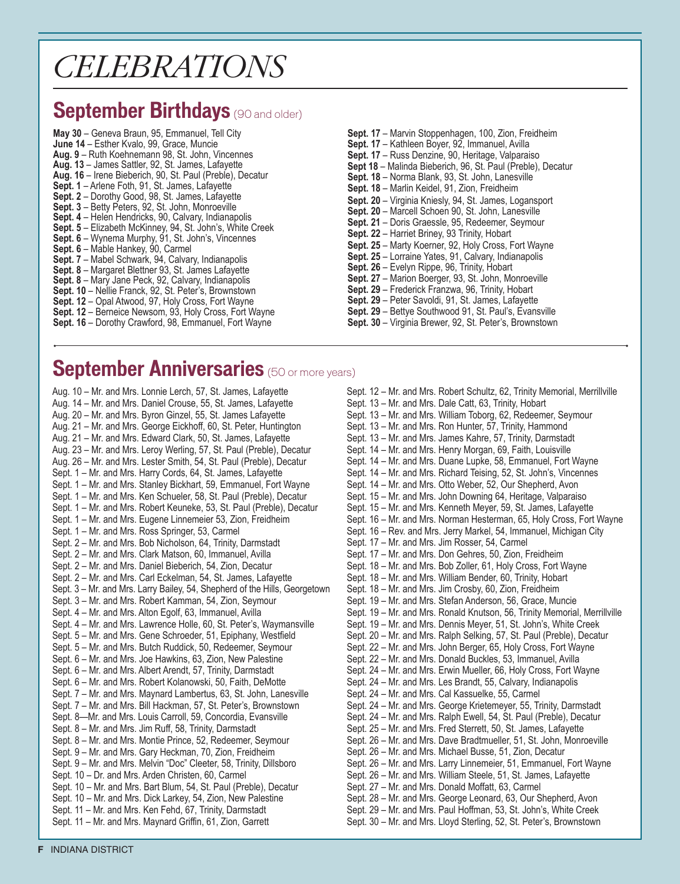# CELEBRATIONS

## September Birthdays (90 and older)

**May 30** – Geneva Braun, 95, Emmanuel, Tell City
**June 14** – Esther Kvalo, 99, Grace, Muncie
**Aug. 9** – Ruth Koehnemann 98, St. John, Vincennes
**Aug. 13** – James Sattler, 92, St. James, Lafayette
**Aug. 16** – Irene Bieberich, 90, St. Paul (Preble), Decatur
**Sept. 1** – Arlene Foth, 91, St. James, Lafayette
**Sept. 2** – Dorothy Good, 98, St. James, Lafayette
**Sept. 3** – Betty Peters, 92, St. John, Monroeville
**Sept. 4** – Helen Hendricks, 90, Calvary, Indianapolis
**Sept. 5** – Elizabeth McKinney, 94, St. John's, White Creek
**Sept. 6** – Wynema Murphy, 91, St. John's, Vincennes
**Sept. 6** – Mable Hankey, 90, Carmel
**Sept. 7** – Mabel Schwark, 94, Calvary, Indianapolis
**Sept. 8** – Margaret Blettner 93, St. James Lafayette
**Sept. 8** – Mary Jane Peck, 92, Calvary, Indianapolis
**Sept. 10** – Nellie Franck, 92, St. Peter's, Brownstown
**Sept. 12** – Opal Atwood, 97, Holy Cross, Fort Wayne
**Sept. 12** – Berneice Newsom, 93, Holy Cross, Fort Wayne
**Sept. 16** – Dorothy Crawford, 98, Emmanuel, Fort Wayne
**Sept. 17** – Marvin Stoppenhagen, 100, Zion, Freidheim
**Sept. 17** – Kathleen Boyer, 92, Immanuel, Avilla
**Sept. 17** – Russ Denzine, 90, Heritage, Valparaiso
**Sept 18** – Malinda Bieberich, 96, St. Paul (Preble), Decatur
**Sept. 18** – Norma Blank, 93, St. John, Lanesville
**Sept. 18** – Marlin Keidel, 91, Zion, Freidheim
**Sept. 20** – Virginia Kniesly, 94, St. James, Logansport
**Sept. 20** – Marcell Schoen 90, St. John, Lanesville
**Sept. 21** – Doris Graessle, 95, Redeemer, Seymour
**Sept. 22** – Harriet Briney, 93 Trinity, Hobart
**Sept. 25** – Marty Koerner, 92, Holy Cross, Fort Wayne
**Sept. 25** – Lorraine Yates, 91, Calvary, Indianapolis
**Sept. 26** – Evelyn Rippe, 96, Trinity, Hobart
**Sept. 27** – Marion Boerger, 93, St. John, Monroeville
**Sept. 29** – Frederick Franzwa, 96, Trinity, Hobart
**Sept. 29** – Peter Savoldi, 91, St. James, Lafayette
**Sept. 29** – Bettye Southwood 91, St. Paul's, Evansville
**Sept. 30** – Virginia Brewer, 92, St. Peter's, Brownstown

## September Anniversaries (50 or more years)

Aug. 10 – Mr. and Mrs. Lonnie Lerch, 57, St. James, Lafayette
Aug. 14 – Mr. and Mrs. Daniel Crouse, 55, St. James, Lafayette
Aug. 20 – Mr. and Mrs. Byron Ginzel, 55, St. James Lafayette
Aug. 21 – Mr. and Mrs. George Eickhoff, 60, St. Peter, Huntington
Aug. 21 – Mr. and Mrs. Edward Clark, 50, St. James, Lafayette
Aug. 23 – Mr. and Mrs. Leroy Werling, 57, St. Paul (Preble), Decatur
Aug. 26 – Mr. and Mrs. Lester Smith, 54, St. Paul (Preble), Decatur
Sept. 1 – Mr. and Mrs. Harry Cords, 64, St. James, Lafayette
Sept. 1 – Mr. and Mrs. Stanley Bickhart, 59, Emmanuel, Fort Wayne
Sept. 1 – Mr. and Mrs. Ken Schueler, 58, St. Paul (Preble), Decatur
Sept. 1 – Mr. and Mrs. Robert Keuneke, 53, St. Paul (Preble), Decatur
Sept. 1 – Mr. and Mrs. Eugene Linnemeier 53, Zion, Freidheim
Sept. 1 – Mr. and Mrs. Ross Springer, 53, Carmel
Sept. 2 – Mr. and Mrs. Bob Nicholson, 64, Trinity, Darmstadt
Sept. 2 – Mr. and Mrs. Clark Matson, 60, Immanuel, Avilla
Sept. 2 – Mr. and Mrs. Daniel Bieberich, 54, Zion, Decatur
Sept. 2 – Mr. and Mrs. Carl Eckelman, 54, St. James, Lafayette
Sept. 3 – Mr. and Mrs. Larry Bailey, 54, Shepherd of the Hills, Georgetown
Sept. 3 – Mr. and Mrs. Robert Kamman, 54, Zion, Seymour
Sept. 4 – Mr. and Mrs. Alton Egolf, 63, Immanuel, Avilla
Sept. 4 – Mr. and Mrs. Lawrence Holle, 60, St. Peter's, Waymansville
Sept. 5 – Mr. and Mrs. Gene Schroeder, 51, Epiphany, Westfield
Sept. 5 – Mr. and Mrs. Butch Ruddick, 50, Redeemer, Seymour
Sept. 6 – Mr. and Mrs. Joe Hawkins, 63, Zion, New Palestine
Sept. 6 – Mr. and Mrs. Albert Arendt, 57, Trinity, Darmstadt
Sept. 6 – Mr. and Mrs. Robert Kolanowski, 50, Faith, DeMotte
Sept. 7 – Mr. and Mrs. Maynard Lambertus, 63, St. John, Lanesville
Sept. 7 – Mr. and Mrs. Bill Hackman, 57, St. Peter's, Brownstown
Sept. 8—Mr. and Mrs. Louis Carroll, 59, Concordia, Evansville
Sept. 8 – Mr. and Mrs. Jim Ruff, 58, Trinity, Darmstadt
Sept. 8 – Mr. and Mrs. Montie Prince, 52, Redeemer, Seymour
Sept. 9 – Mr. and Mrs. Gary Heckman, 70, Zion, Freidheim
Sept. 9 – Mr. and Mrs. Melvin "Doc" Cleeter, 58, Trinity, Dillsboro
Sept. 10 – Dr. and Mrs. Arden Christen, 60, Carmel
Sept. 10 – Mr. and Mrs. Bart Blum, 54, St. Paul (Preble), Decatur
Sept. 10 – Mr. and Mrs. Dick Larkey, 54, Zion, New Palestine
Sept. 11 – Mr. and Mrs. Ken Fehd, 67, Trinity, Darmstadt
Sept. 11 – Mr. and Mrs. Maynard Griffin, 61, Zion, Garrett
Sept. 12 – Mr. and Mrs. Robert Schultz, 62, Trinity Memorial, Merrillville
Sept. 13 – Mr. and Mrs. Dale Catt, 63, Trinity, Hobart
Sept. 13 – Mr. and Mrs. William Toborg, 62, Redeemer, Seymour
Sept. 13 – Mr. and Mrs. Ron Hunter, 57, Trinity, Hammond
Sept. 13 – Mr. and Mrs. James Kahre, 57, Trinity, Darmstadt
Sept. 14 – Mr. and Mrs. Henry Morgan, 69, Faith, Louisville
Sept. 14 – Mr. and Mrs. Duane Lupke, 58, Emmanuel, Fort Wayne
Sept. 14 – Mr. and Mrs. Richard Teising, 52, St. John's, Vincennes
Sept. 14 – Mr. and Mrs. Otto Weber, 52, Our Shepherd, Avon
Sept. 15 – Mr. and Mrs. John Downing 64, Heritage, Valparaiso
Sept. 15 – Mr. and Mrs. Kenneth Meyer, 59, St. James, Lafayette
Sept. 16 – Mr. and Mrs. Norman Hesterman, 65, Holy Cross, Fort Wayne
Sept. 16 – Rev. and Mrs. Jerry Markel, 54, Immanuel, Michigan City
Sept. 17 – Mr. and Mrs. Jim Rosser, 54, Carmel
Sept. 17 – Mr. and Mrs. Don Gehres, 50, Zion, Freidheim
Sept. 18 – Mr. and Mrs. Bob Zoller, 61, Holy Cross, Fort Wayne
Sept. 18 – Mr. and Mrs. William Bender, 60, Trinity, Hobart
Sept. 18 – Mr. and Mrs. Jim Crosby, 60, Zion, Freidheim
Sept. 19 – Mr. and Mrs. Stefan Anderson, 56, Grace, Muncie
Sept. 19 – Mr. and Mrs. Ronald Knutson, 56, Trinity Memorial, Merrillville
Sept. 19 – Mr. and Mrs. Dennis Meyer, 51, St. John's, White Creek
Sept. 20 – Mr. and Mrs. Ralph Selking, 57, St. Paul (Preble), Decatur
Sept. 22 – Mr. and Mrs. John Berger, 65, Holy Cross, Fort Wayne
Sept. 22 – Mr. and Mrs. Donald Buckles, 53, Immanuel, Avilla
Sept. 24 – Mr. and Mrs. Erwin Mueller, 66, Holy Cross, Fort Wayne
Sept. 24 – Mr. and Mrs. Les Brandt, 55, Calvary, Indianapolis
Sept. 24 – Mr. and Mrs. Cal Kassuelke, 55, Carmel
Sept. 24 – Mr. and Mrs. George Krietemeyer, 55, Trinity, Darmstadt
Sept. 24 – Mr. and Mrs. Ralph Ewell, 54, St. Paul (Preble), Decatur
Sept. 25 – Mr. and Mrs. Fred Sterrett, 50, St. James, Lafayette
Sept. 26 – Mr. and Mrs. Dave Bradtmueller, 51, St. John, Monroeville
Sept. 26 – Mr. and Mrs. Michael Busse, 51, Zion, Decatur
Sept. 26 – Mr. and Mrs. Larry Linnemeier, 51, Emmanuel, Fort Wayne
Sept. 26 – Mr. and Mrs. William Steele, 51, St. James, Lafayette
Sept. 27 – Mr. and Mrs. Donald Moffatt, 63, Carmel
Sept. 28 – Mr. and Mrs. George Leonard, 63, Our Shepherd, Avon
Sept. 29 – Mr. and Mrs. Paul Hoffman, 53, St. John's, White Creek
Sept. 30 – Mr. and Mrs. Lloyd Sterling, 52, St. Peter's, Brownstown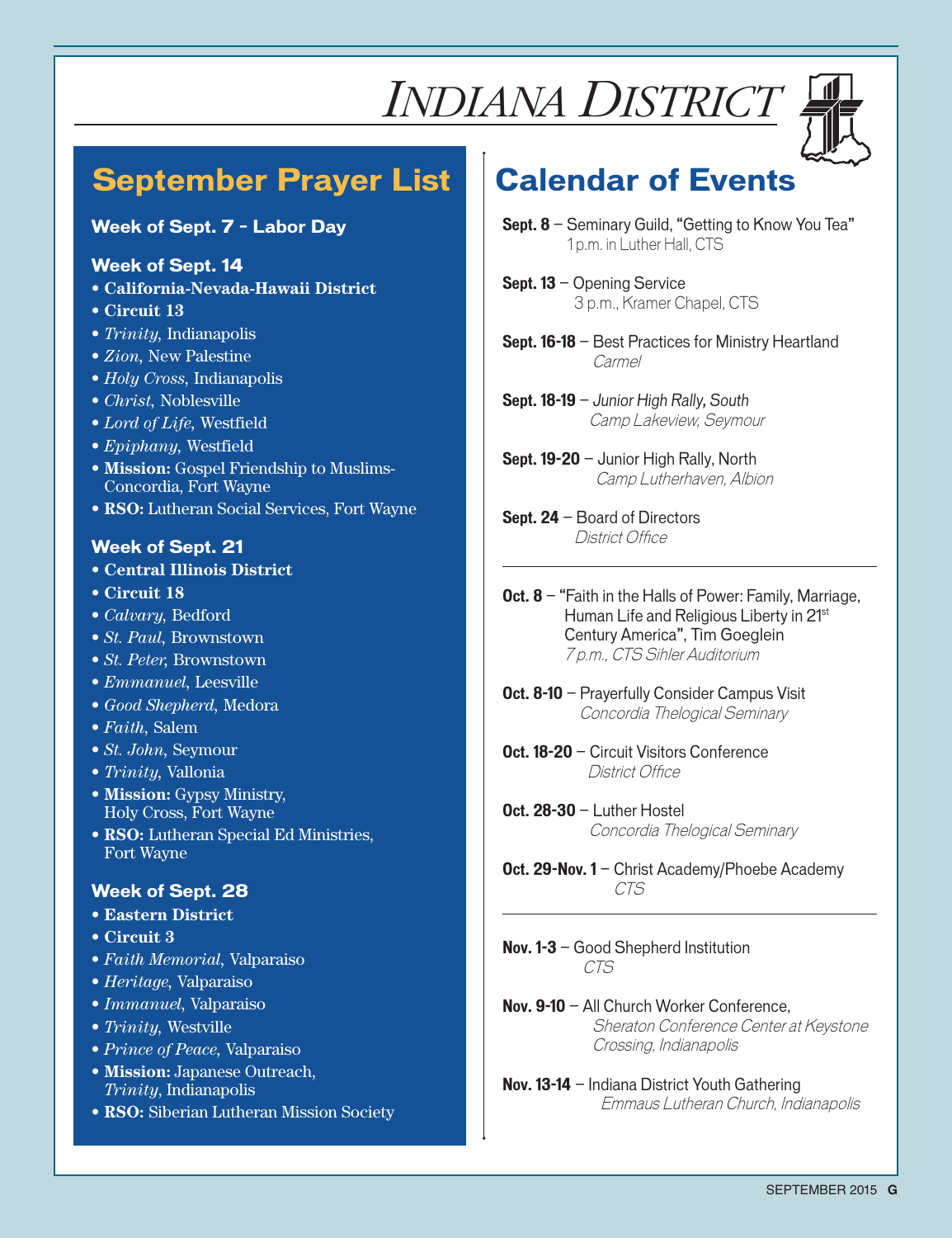# INDIANA DISTRICT

## September Prayer List

### Week of Sept. 7 - Labor Day

### Week of Sept. 14

- **California-Nevada-Hawaii District**
- **Circuit 13**
- *Trinity*, Indianapolis
- *Zion*, New Palestine
- *Holy Cross*, Indianapolis
- *Christ*, Noblesville
- *Lord of Life*, Westfield
- *Epiphany*, Westfield
- **Mission:** Gospel Friendship to Muslims-Concordia, Fort Wayne
- **RSO:** Lutheran Social Services, Fort Wayne

### Week of Sept. 21

- **Central Illinois District**
- **Circuit 18**
- *Calvary*, Bedford
- *St. Paul*, Brownstown
- *St. Peter*, Brownstown
- *Emmanuel*, Leesville
- *Good Shepherd*, Medora
- *Faith*, Salem
- *St. John*, Seymour
- *Trinity*, Vallonia
- **Mission:** Gypsy Ministry, Holy Cross, Fort Wayne
- **RSO:** Lutheran Special Ed Ministries, Fort Wayne

### Week of Sept. 28

- **Eastern District**
- **Circuit 3**
- *Faith Memorial*, Valparaiso
- *Heritage*, Valparaiso
- *Immanuel*, Valparaiso
- *Trinity*, Westville
- *Prince of Peace*, Valparaiso
- **Mission:** Japanese Outreach, *Trinity*, Indianapolis
- **RSO:** Siberian Lutheran Mission Society

## Calendar of Events

**Sept. 8** – Seminary Guild, "Getting to Know You Tea"
1 p.m. in Luther Hall, CTS

**Sept. 13** – Opening Service
3 p.m., Kramer Chapel, CTS

**Sept. 16-18** – Best Practices for Ministry Heartland
*Carmel*

**Sept. 18-19** – *Junior High Rally, South*
*Camp Lakeview, Seymour*

**Sept. 19-20** – Junior High Rally, North
*Camp Lutherhaven, Albion*

**Sept. 24** – Board of Directors
*District Office*

---

**Oct. 8** – "Faith in the Halls of Power: Family, Marriage, Human Life and Religious Liberty in 21st Century America", Tim Goeglein
*7 p.m., CTS Sihler Auditorium*

**Oct. 8-10** – Prayerfully Consider Campus Visit
*Concordia Thelogical Seminary*

**Oct. 18-20** – Circuit Visitors Conference
*District Office*

**Oct. 28-30** – Luther Hostel
*Concordia Thelogical Seminary*

**Oct. 29-Nov. 1** – Christ Academy/Phoebe Academy
*CTS*

---

**Nov. 1-3** – Good Shepherd Institution
*CTS*

**Nov. 9-10** – All Church Worker Conference,
*Sheraton Conference Center at Keystone Crossing, Indianapolis*

**Nov. 13-14** – Indiana District Youth Gathering
*Emmaus Lutheran Church, Indianapolis*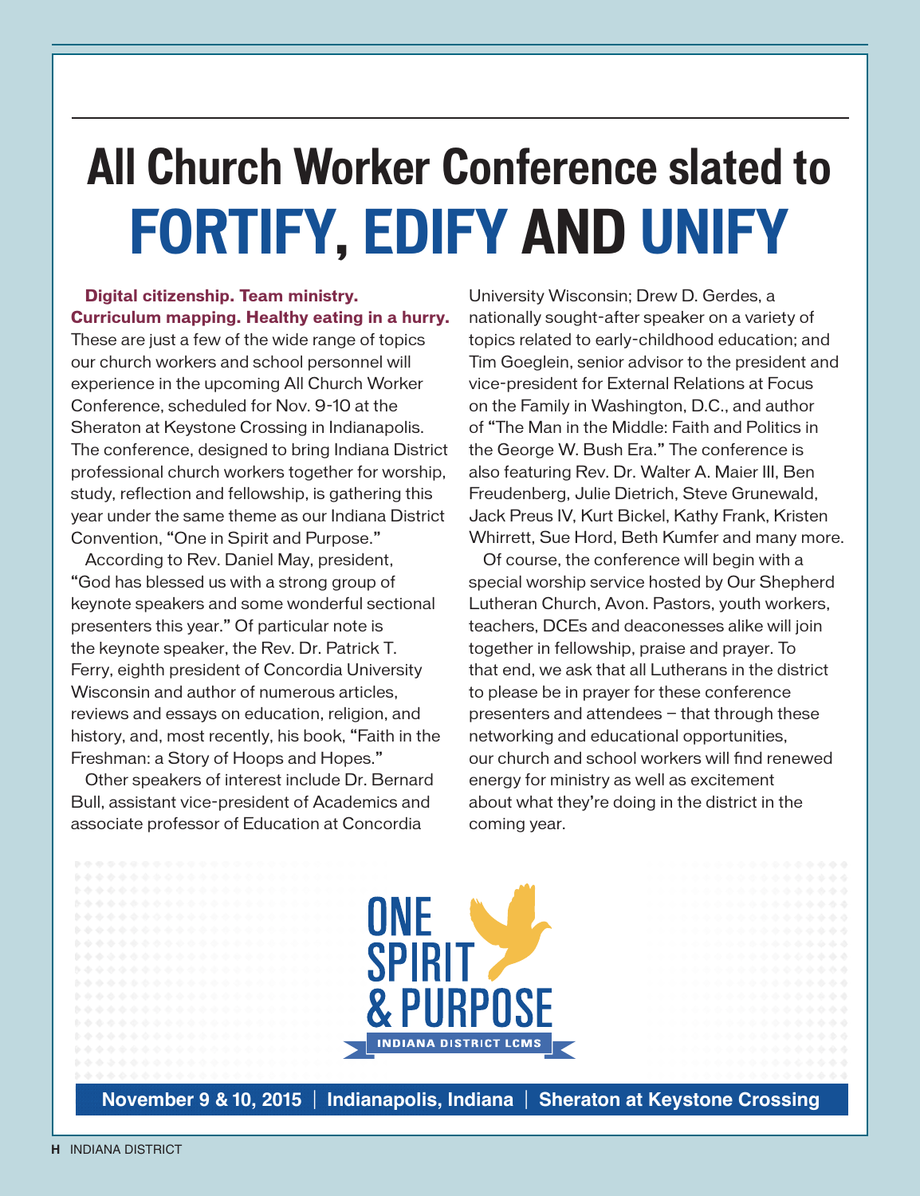# All Church Worker Conference slated to FORTIFY, EDIFY AND UNIFY

**Digital citizenship. Team ministry. Curriculum mapping. Healthy eating in a hurry.** These are just a few of the wide range of topics our church workers and school personnel will experience in the upcoming All Church Worker Conference, scheduled for Nov. 9-10 at the Sheraton at Keystone Crossing in Indianapolis. The conference, designed to bring Indiana District professional church workers together for worship, study, reflection and fellowship, is gathering this year under the same theme as our Indiana District Convention, "One in Spirit and Purpose."

According to Rev. Daniel May, president, "God has blessed us with a strong group of keynote speakers and some wonderful sectional presenters this year." Of particular note is the keynote speaker, the Rev. Dr. Patrick T. Ferry, eighth president of Concordia University Wisconsin and author of numerous articles, reviews and essays on education, religion, and history, and, most recently, his book, "Faith in the Freshman: a Story of Hoops and Hopes."

Other speakers of interest include Dr. Bernard Bull, assistant vice-president of Academics and associate professor of Education at Concordia University Wisconsin; Drew D. Gerdes, a nationally sought-after speaker on a variety of topics related to early-childhood education; and Tim Goeglein, senior advisor to the president and vice-president for External Relations at Focus on the Family in Washington, D.C., and author of "The Man in the Middle: Faith and Politics in the George W. Bush Era." The conference is also featuring Rev. Dr. Walter A. Maier III, Ben Freudenberg, Julie Dietrich, Steve Grunewald, Jack Preus IV, Kurt Bickel, Kathy Frank, Kristen Whirrett, Sue Hord, Beth Kumfer and many more.

Of course, the conference will begin with a special worship service hosted by Our Shepherd Lutheran Church, Avon. Pastors, youth workers, teachers, DCEs and deaconesses alike will join together in fellowship, praise and prayer. To that end, we ask that all Lutherans in the district to please be in prayer for these conference presenters and attendees – that through these networking and educational opportunities, our church and school workers will find renewed energy for ministry as well as excitement about what they're doing in the district in the coming year.

ONE SPIRIT & PURPOSE

INDIANA DISTRICT LCMS

**November 9 & 10, 2015 | Indianapolis, Indiana | Sheraton at Keystone Crossing**